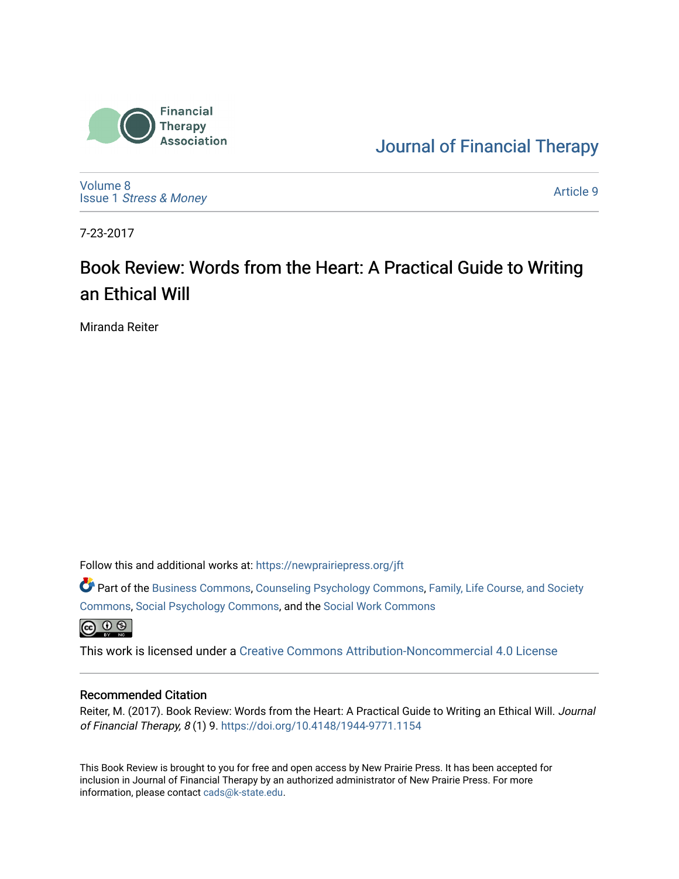Financial Therapy Association

Journal of Financial Therapy

Volume 8
Issue 1 *Stress & Money*

Article 9

7-23-2017

# Book Review: Words from the Heart: A Practical Guide to Writing an Ethical Will

Miranda Reiter

Follow this and additional works at: https://newprairiepress.org/jft

Part of the Business Commons, Counseling Psychology Commons, Family, Life Course, and Society Commons, Social Psychology Commons, and the Social Work Commons

This work is licensed under a Creative Commons Attribution-Noncommercial 4.0 License

## Recommended Citation

Reiter, M. (2017). Book Review: Words from the Heart: A Practical Guide to Writing an Ethical Will. *Journal of Financial Therapy, 8* (1) 9. https://doi.org/10.4148/1944-9771.1154

This Book Review is brought to you for free and open access by New Prairie Press. It has been accepted for inclusion in Journal of Financial Therapy by an authorized administrator of New Prairie Press. For more information, please contact cads@k-state.edu.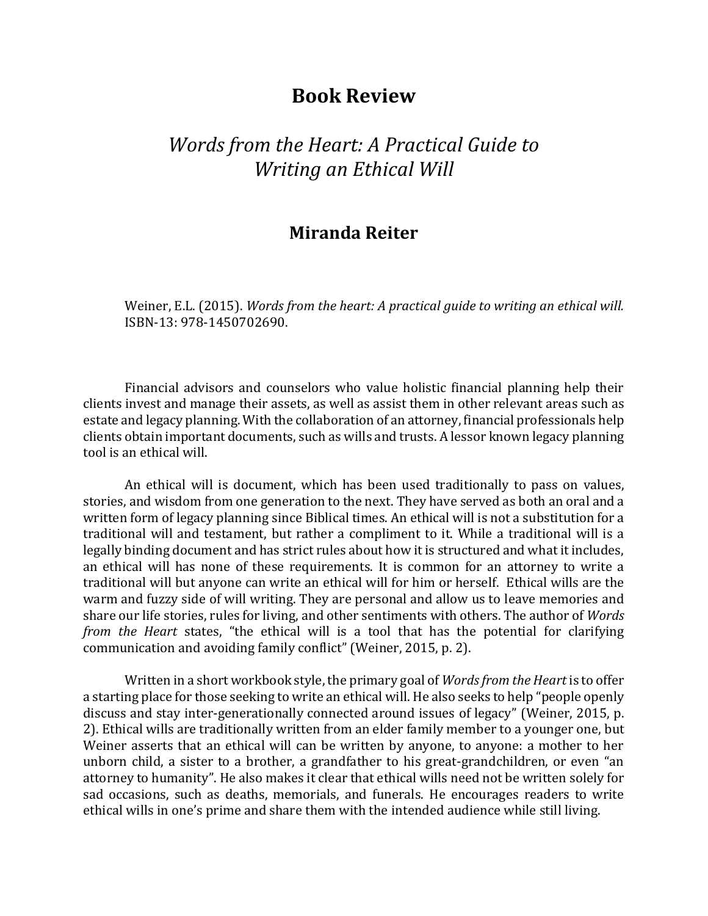# Book Review

## *Words from the Heart: A Practical Guide to Writing an Ethical Will*

### Miranda Reiter

Weiner, E.L. (2015). *Words from the heart: A practical guide to writing an ethical will.* ISBN-13: 978-1450702690.

Financial advisors and counselors who value holistic financial planning help their clients invest and manage their assets, as well as assist them in other relevant areas such as estate and legacy planning. With the collaboration of an attorney, financial professionals help clients obtain important documents, such as wills and trusts. A lessor known legacy planning tool is an ethical will.

An ethical will is document, which has been used traditionally to pass on values, stories, and wisdom from one generation to the next. They have served as both an oral and a written form of legacy planning since Biblical times. An ethical will is not a substitution for a traditional will and testament, but rather a compliment to it. While a traditional will is a legally binding document and has strict rules about how it is structured and what it includes, an ethical will has none of these requirements. It is common for an attorney to write a traditional will but anyone can write an ethical will for him or herself. Ethical wills are the warm and fuzzy side of will writing. They are personal and allow us to leave memories and share our life stories, rules for living, and other sentiments with others. The author of *Words from the Heart* states, "the ethical will is a tool that has the potential for clarifying communication and avoiding family conflict" (Weiner, 2015, p. 2).

Written in a short workbook style, the primary goal of *Words from the Heart* is to offer a starting place for those seeking to write an ethical will. He also seeks to help "people openly discuss and stay inter-generationally connected around issues of legacy" (Weiner, 2015, p. 2). Ethical wills are traditionally written from an elder family member to a younger one, but Weiner asserts that an ethical will can be written by anyone, to anyone: a mother to her unborn child, a sister to a brother, a grandfather to his great-grandchildren, or even "an attorney to humanity". He also makes it clear that ethical wills need not be written solely for sad occasions, such as deaths, memorials, and funerals. He encourages readers to write ethical wills in one's prime and share them with the intended audience while still living.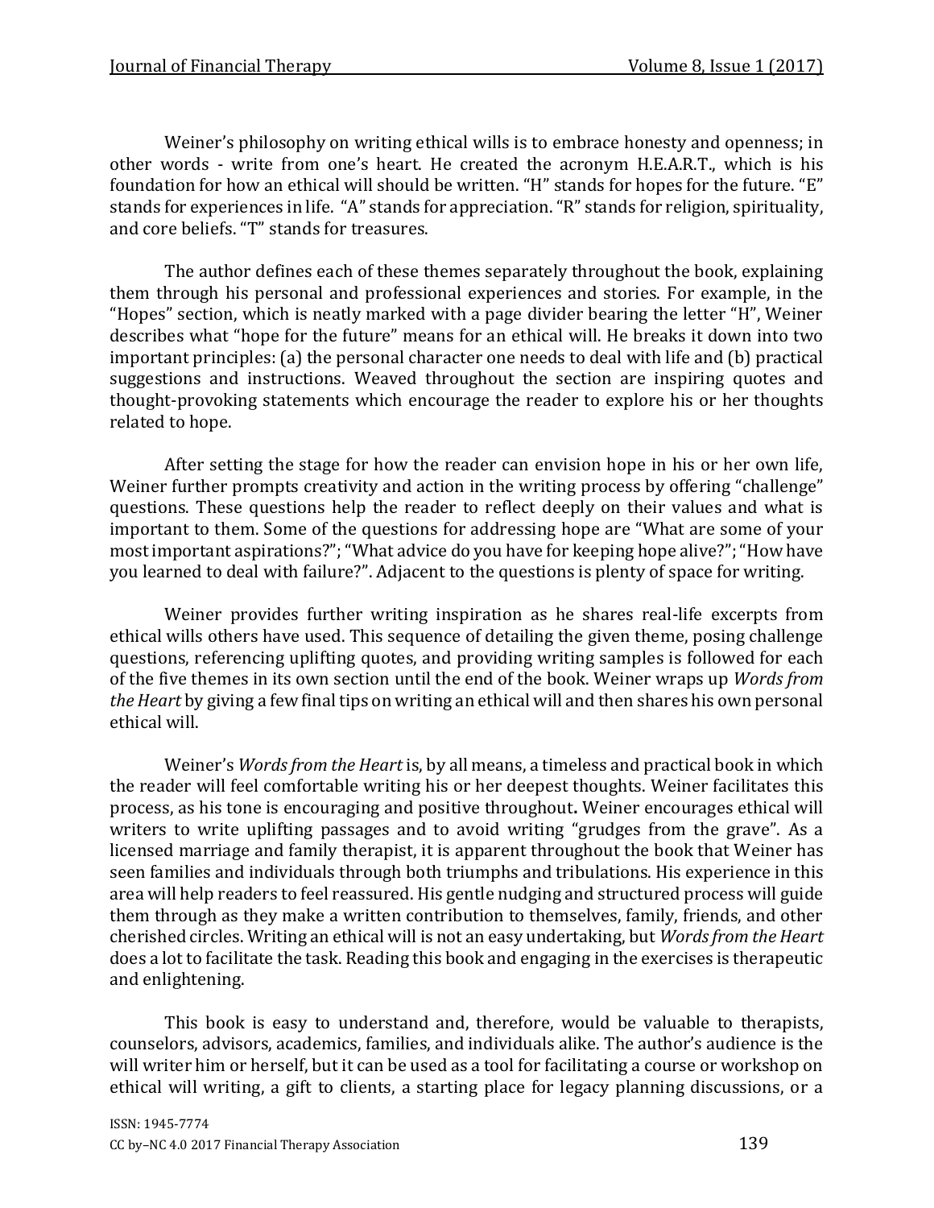Weiner's philosophy on writing ethical wills is to embrace honesty and openness; in other words - write from one's heart. He created the acronym H.E.A.R.T., which is his foundation for how an ethical will should be written. "H" stands for hopes for the future. "E" stands for experiences in life. "A" stands for appreciation. "R" stands for religion, spirituality, and core beliefs. "T" stands for treasures.

The author defines each of these themes separately throughout the book, explaining them through his personal and professional experiences and stories. For example, in the "Hopes" section, which is neatly marked with a page divider bearing the letter "H", Weiner describes what "hope for the future" means for an ethical will. He breaks it down into two important principles: (a) the personal character one needs to deal with life and (b) practical suggestions and instructions. Weaved throughout the section are inspiring quotes and thought-provoking statements which encourage the reader to explore his or her thoughts related to hope.

After setting the stage for how the reader can envision hope in his or her own life, Weiner further prompts creativity and action in the writing process by offering "challenge" questions. These questions help the reader to reflect deeply on their values and what is important to them. Some of the questions for addressing hope are "What are some of your most important aspirations?"; "What advice do you have for keeping hope alive?"; "How have you learned to deal with failure?". Adjacent to the questions is plenty of space for writing.

Weiner provides further writing inspiration as he shares real-life excerpts from ethical wills others have used. This sequence of detailing the given theme, posing challenge questions, referencing uplifting quotes, and providing writing samples is followed for each of the five themes in its own section until the end of the book. Weiner wraps up *Words from the Heart* by giving a few final tips on writing an ethical will and then shares his own personal ethical will.

Weiner's *Words from the Heart* is, by all means, a timeless and practical book in which the reader will feel comfortable writing his or her deepest thoughts. Weiner facilitates this process, as his tone is encouraging and positive throughout. Weiner encourages ethical will writers to write uplifting passages and to avoid writing "grudges from the grave". As a licensed marriage and family therapist, it is apparent throughout the book that Weiner has seen families and individuals through both triumphs and tribulations. His experience in this area will help readers to feel reassured. His gentle nudging and structured process will guide them through as they make a written contribution to themselves, family, friends, and other cherished circles. Writing an ethical will is not an easy undertaking, but *Words from the Heart* does a lot to facilitate the task. Reading this book and engaging in the exercises is therapeutic and enlightening.

This book is easy to understand and, therefore, would be valuable to therapists, counselors, advisors, academics, families, and individuals alike. The author's audience is the will writer him or herself, but it can be used as a tool for facilitating a course or workshop on ethical will writing, a gift to clients, a starting place for legacy planning discussions, or a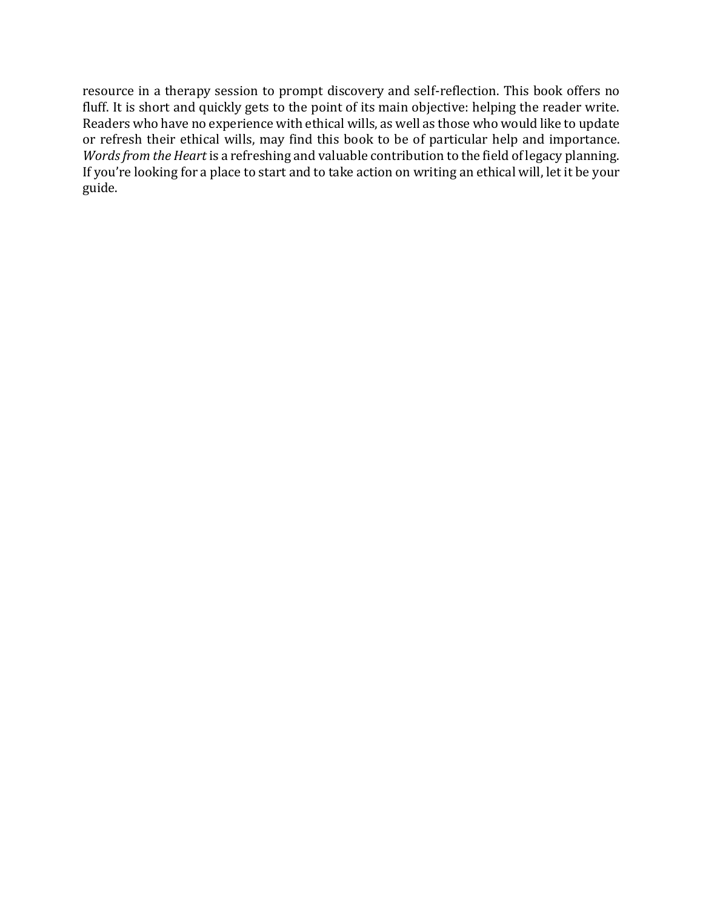resource in a therapy session to prompt discovery and self-reflection. This book offers no fluff. It is short and quickly gets to the point of its main objective: helping the reader write. Readers who have no experience with ethical wills, as well as those who would like to update or refresh their ethical wills, may find this book to be of particular help and importance. *Words from the Heart* is a refreshing and valuable contribution to the field of legacy planning. If you're looking for a place to start and to take action on writing an ethical will, let it be your guide.